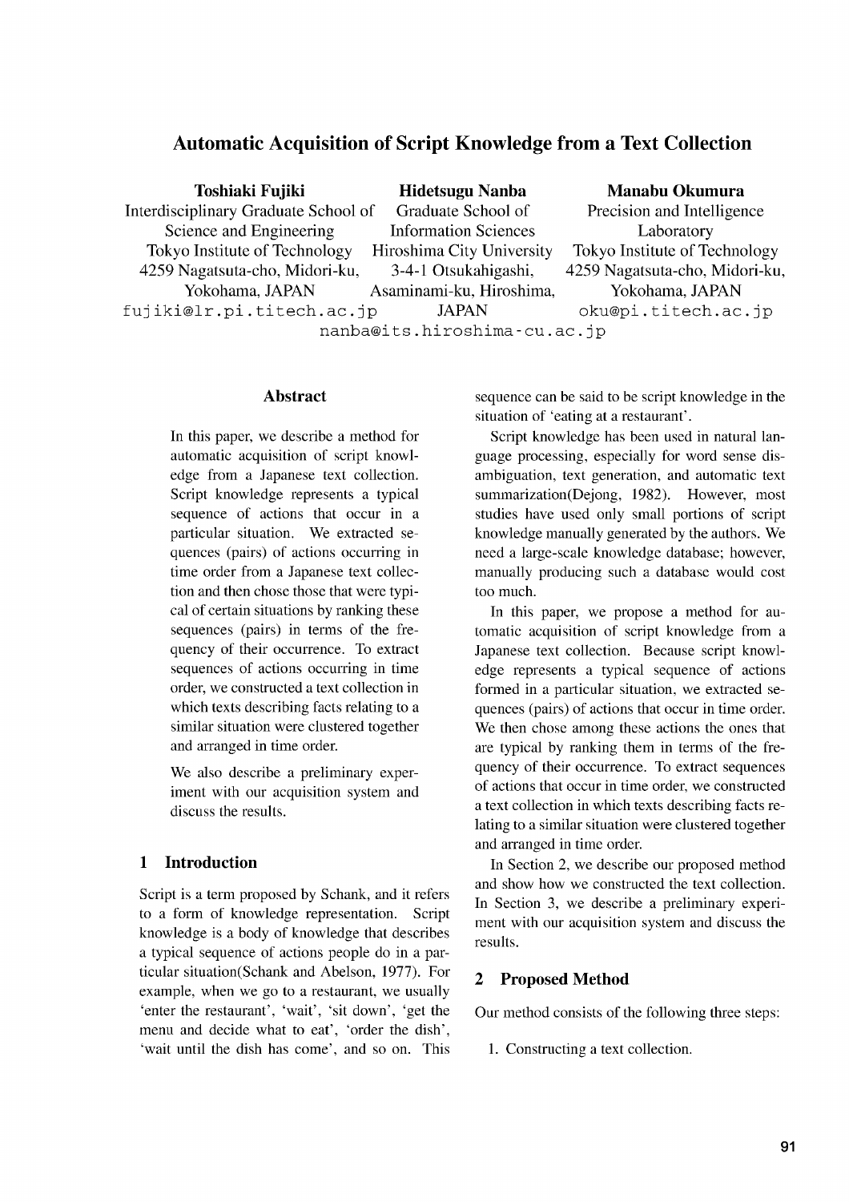# Automatic Acquisition of Script Knowledge from a Text Collection

**Toshiaki Fujiki**
Interdisciplinary Graduate School of Science and Engineering
Tokyo Institute of Technology
4259 Nagatsuta-cho, Midori-ku, Yokohama, JAPAN
fujiki@lr.pi.titech.ac.jp

**Hidetsugu Nanba**
Graduate School of Information Sciences
Hiroshima City University
3-4-1 Otsukahigashi, Asaminami-ku, Hiroshima, JAPAN
nanba@its.hiroshima-cu.ac.jp

**Manabu Okumura**
Precision and Intelligence Laboratory
Tokyo Institute of Technology
4259 Nagatsuta-cho, Midori-ku, Yokohama, JAPAN
oku@pi.titech.ac.jp

## Abstract

In this paper, we describe a method for automatic acquisition of script knowledge from a Japanese text collection. Script knowledge represents a typical sequence of actions that occur in a particular situation. We extracted sequences (pairs) of actions occurring in time order from a Japanese text collection and then chose those that were typical of certain situations by ranking these sequences (pairs) in terms of the frequency of their occurrence. To extract sequences of actions occurring in time order, we constructed a text collection in which texts describing facts relating to a similar situation were clustered together and arranged in time order.

We also describe a preliminary experiment with our acquisition system and discuss the results.

## 1 Introduction

Script is a term proposed by Schank, and it refers to a form of knowledge representation. Script knowledge is a body of knowledge that describes a typical sequence of actions people do in a particular situation(Schank and Abelson, 1977). For example, when we go to a restaurant, we usually 'enter the restaurant', 'wait', 'sit down', 'get the menu and decide what to eat', 'order the dish', 'wait until the dish has come', and so on. This sequence can be said to be script knowledge in the situation of 'eating at a restaurant'.

Script knowledge has been used in natural language processing, especially for word sense disambiguation, text generation, and automatic text summarization(Dejong, 1982). However, most studies have used only small portions of script knowledge manually generated by the authors. We need a large-scale knowledge database; however, manually producing such a database would cost too much.

In this paper, we propose a method for automatic acquisition of script knowledge from a Japanese text collection. Because script knowledge represents a typical sequence of actions formed in a particular situation, we extracted sequences (pairs) of actions that occur in time order. We then chose among these actions the ones that are typical by ranking them in terms of the frequency of their occurrence. To extract sequences of actions that occur in time order, we constructed a text collection in which texts describing facts relating to a similar situation were clustered together and arranged in time order.

In Section 2, we describe our proposed method and show how we constructed the text collection. In Section 3, we describe a preliminary experiment with our acquisition system and discuss the results.

## 2 Proposed Method

Our method consists of the following three steps:

1. Constructing a text collection.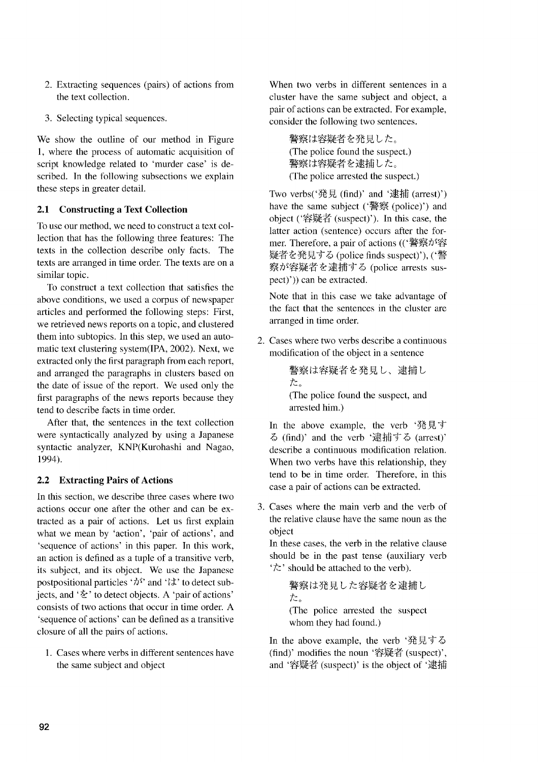2. Extracting sequences (pairs) of actions from the text collection.

3. Selecting typical sequences.

We show the outline of our method in Figure 1, where the process of automatic acquisition of script knowledge related to 'murder case' is described. In the following subsections we explain these steps in greater detail.

### 2.1 Constructing a Text Collection

To use our method, we need to construct a text collection that has the following three features: The texts in the collection describe only facts. The texts are arranged in time order. The texts are on a similar topic.

To construct a text collection that satisfies the above conditions, we used a corpus of newspaper articles and performed the following steps: First, we retrieved news reports on a topic, and clustered them into subtopics. In this step, we used an automatic text clustering system(IPA, 2002). Next, we extracted only the first paragraph from each report, and arranged the paragraphs in clusters based on the date of issue of the report. We used only the first paragraphs of the news reports because they tend to describe facts in time order.

After that, the sentences in the text collection were syntactically analyzed by using a Japanese syntactic analyzer, KNP(Kurohashi and Nagao, 1994).

### 2.2 Extracting Pairs of Actions

In this section, we describe three cases where two actions occur one after the other and can be extracted as a pair of actions. Let us first explain what we mean by 'action', 'pair of actions', and 'sequence of actions' in this paper. In this work, an action is defined as a tuple of a transitive verb, its subject, and its object. We use the Japanese postpositional particles 'が' and 'は' to detect subjects, and 'を' to detect objects. A 'pair of actions' consists of two actions that occur in time order. A 'sequence of actions' can be defined as a transitive closure of all the pairs of actions.

1. Cases where verbs in different sentences have the same subject and object

   When two verbs in different sentences in a cluster have the same subject and object, a pair of actions can be extracted. For example, consider the following two sentences.

   > 警察は容疑者を発見した。
   > (The police found the suspect.)
   > 警察は容疑者を逮捕した。
   > (The police arrested the suspect.)

   Two verbs('発見 (find)' and '逮捕 (arrest)') have the same subject ('警察 (police)') and object ('容疑者 (suspect)'). In this case, the latter action (sentence) occurs after the former. Therefore, a pair of actions (('警察が容疑者を発見する (police finds suspect)'), ('警察が容疑者を逮捕する (police arrests suspect)')) can be extracted.

   Note that in this case we take advantage of the fact that the sentences in the cluster are arranged in time order.

2. Cases where two verbs describe a continuous modification of the object in a sentence

   > 警察は容疑者を発見し、逮捕した。
   > (The police found the suspect, and arrested him.)

   In the above example, the verb '発見する (find)' and the verb '逮捕する (arrest)' describe a continuous modification relation. When two verbs have this relationship, they tend to be in time order. Therefore, in this case a pair of actions can be extracted.

3. Cases where the main verb and the verb of the relative clause have the same noun as the object

   In these cases, the verb in the relative clause should be in the past tense (auxiliary verb 'た' should be attached to the verb).

   > 警察は発見した容疑者を逮捕した。
   > (The police arrested the suspect whom they had found.)

   In the above example, the verb '発見する (find)' modifies the noun '容疑者 (suspect)', and '容疑者 (suspect)' is the object of '逮捕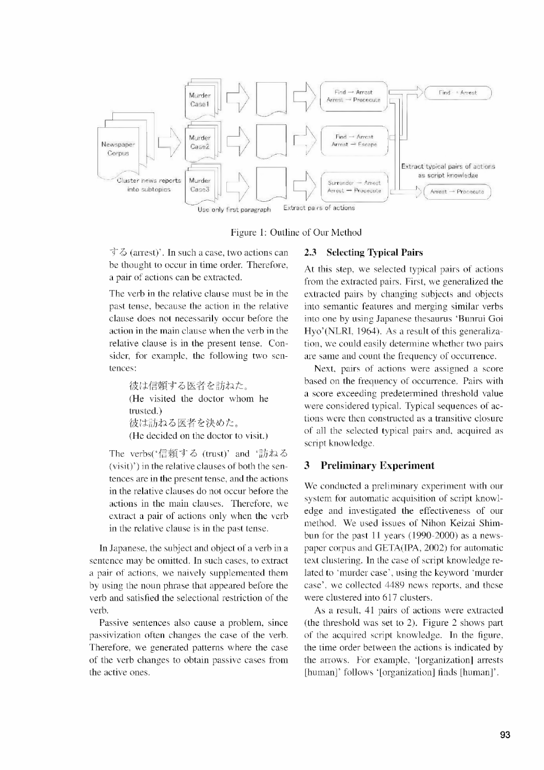Figure 1: Outline of Our Method

する (arrest)'. In such a case, two actions can be thought to occur in time order. Therefore, a pair of actions can be extracted.

The verb in the relative clause must be in the past tense, because the action in the relative clause does not necessarily occur before the action in the main clause when the verb in the relative clause is in the present tense. Consider, for example, the following two sentences:

> 彼は信頼する医者を訪ねた。
> (He visited the doctor whom he trusted.)
> 彼は訪ねる医者を決めた。
> (He decided on the doctor to visit.)

The verbs('信頼する (trust)' and '訪ねる (visit)') in the relative clauses of both the sentences are in the present tense, and the actions in the relative clauses do not occur before the actions in the main clauses. Therefore, we extract a pair of actions only when the verb in the relative clause is in the past tense.

In Japanese, the subject and object of a verb in a sentence may be omitted. In such cases, to extract a pair of actions, we naively supplemented them by using the noun phrase that appeared before the verb and satisfied the selectional restriction of the verb.

Passive sentences also cause a problem, since passivization often changes the case of the verb. Therefore, we generated patterns where the case of the verb changes to obtain passive cases from the active ones.

### 2.3 Selecting Typical Pairs

At this step, we selected typical pairs of actions from the extracted pairs. First, we generalized the extracted pairs by changing subjects and objects into semantic features and merging similar verbs into one by using Japanese thesaurus 'Bunrui Goi Hyo'(NLRI, 1964). As a result of this generalization, we could easily determine whether two pairs are same and count the frequency of occurrence.

Next, pairs of actions were assigned a score based on the frequency of occurrence. Pairs with a score exceeding predetermined threshold value were considered typical. Typical sequences of actions were then constructed as a transitive closure of all the selected typical pairs and, acquired as script knowledge.

## 3 Preliminary Experiment

We conducted a preliminary experiment with our system for automatic acquisition of script knowledge and investigated the effectiveness of our method. We used issues of Nihon Keizai Shimbun for the past 11 years (1990-2000) as a newspaper corpus and GETA(IPA, 2002) for automatic text clustering. In the case of script knowledge related to 'murder case', using the keyword 'murder case', we collected 4489 news reports, and these were clustered into 617 clusters.

As a result, 41 pairs of actions were extracted (the threshold was set to 2). Figure 2 shows part of the acquired script knowledge. In the figure, the time order between the actions is indicated by the arrows. For example, '[organization] arrests [human]' follows '[organization] finds [human]'.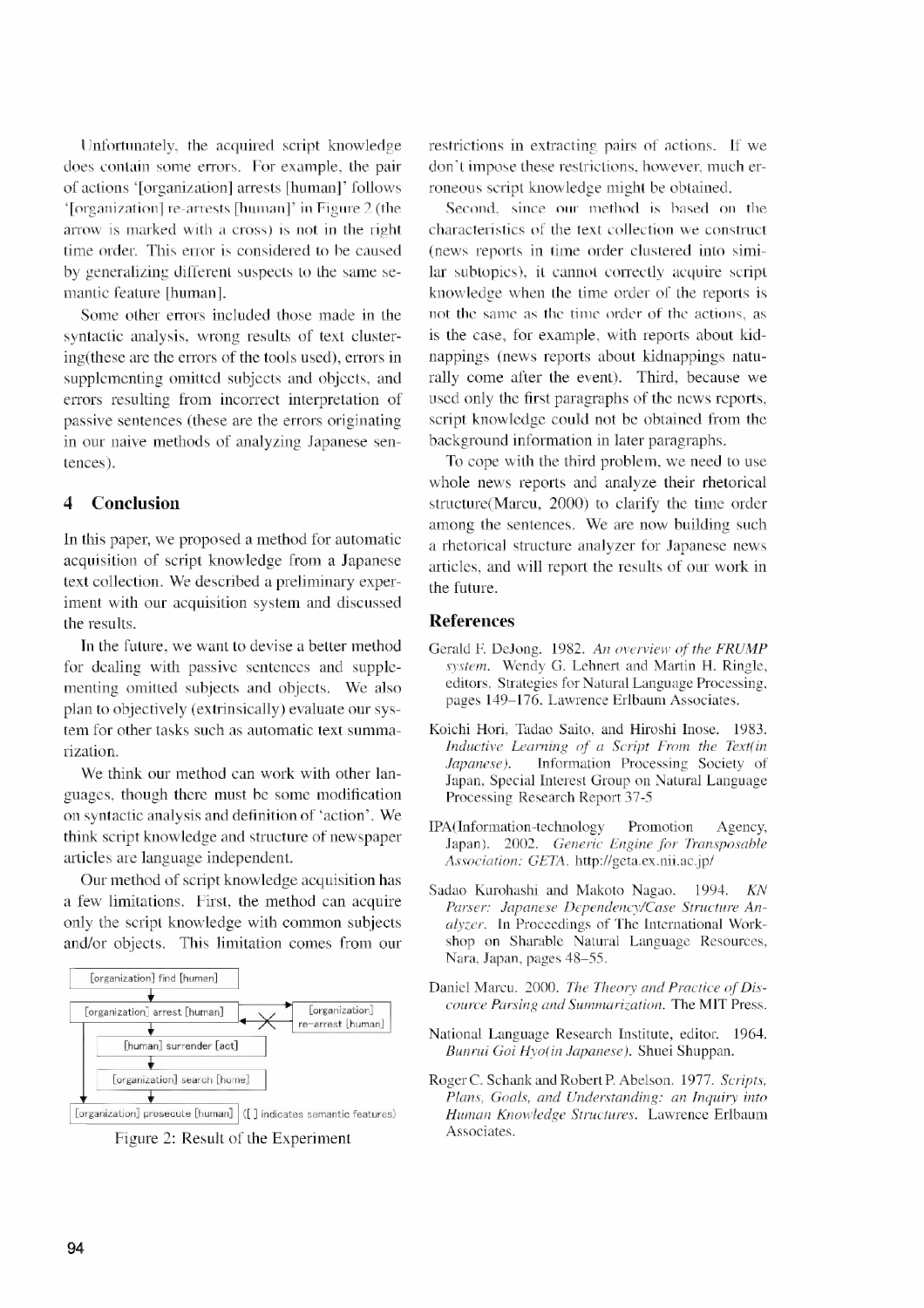Unfortunately, the acquired script knowledge does contain some errors. For example, the pair of actions '[organization] arrests [human]' follows '[organization] re-arrests [human]' in Figure 2 (the arrow is marked with a cross) is not in the right time order. This error is considered to be caused by generalizing different suspects to the same semantic feature [human].

Some other errors included those made in the syntactic analysis, wrong results of text clustering(these are the errors of the tools used), errors in supplementing omitted subjects and objects, and errors resulting from incorrect interpretation of passive sentences (these are the errors originating in our naive methods of analyzing Japanese sentences).

## 4 Conclusion

In this paper, we proposed a method for automatic acquisition of script knowledge from a Japanese text collection. We described a preliminary experiment with our acquisition system and discussed the results.

In the future, we want to devise a better method for dealing with passive sentences and supplementing omitted subjects and objects. We also plan to objectively (extrinsically) evaluate our system for other tasks such as automatic text summarization.

We think our method can work with other languages, though there must be some modification on syntactic analysis and definition of 'action'. We think script knowledge and structure of newspaper articles are language independent.

Our method of script knowledge acquisition has a few limitations. First, the method can acquire only the script knowledge with common subjects and/or objects. This limitation comes from our restrictions in extracting pairs of actions. If we don't impose these restrictions, however, much erroneous script knowledge might be obtained.

[organization] find [human]

[organization] arrest [human]

[organization] re-arrest [human]

[human] surrender [act]

[organization] search [home]

[organization] prosecute [human]

([ ] indicates semantic features)

Figure 2: Result of the Experiment

Second, since our method is based on the characteristics of the text collection we construct (news reports in time order clustered into similar subtopics), it cannot correctly acquire script knowledge when the time order of the reports is not the same as the time order of the actions, as is the case, for example, with reports about kidnappings (news reports about kidnappings naturally come after the event). Third, because we used only the first paragraphs of the news reports, script knowledge could not be obtained from the background information in later paragraphs.

To cope with the third problem, we need to use whole news reports and analyze their rhetorical structure(Marcu, 2000) to clarify the time order among the sentences. We are now building such a rhetorical structure analyzer for Japanese news articles, and will report the results of our work in the future.

## References

Gerald F. DeJong. 1982. *An overview of the FRUMP system*. Wendy G. Lehnert and Martin H. Ringle, editors, Strategies for Natural Language Processing, pages 149–176. Lawrence Erlbaum Associates.

Koichi Hori, Tadao Saito, and Hiroshi Inose. 1983. *Inductive Learning of a Script From the Text(in Japanese)*. Information Processing Society of Japan, Special Interest Group on Natural Language Processing Research Report 37-5

IPA(Information-technology Promotion Agency, Japan). 2002. *Generic Engine for Transposable Association: GETA*. http://geta.ex.nii.ac.jp/

Sadao Kurohashi and Makoto Nagao. 1994. *KN Parser: Japanese Dependency/Case Structure Analyzer*. In Proceedings of The International Workshop on Sharable Natural Language Resources, Nara, Japan, pages 48–55.

Daniel Marcu. 2000. *The Theory and Practice of Discource Parsing and Summarization*. The MIT Press.

National Language Research Institute, editor. 1964. *Bunrui Goi Hyo(in Japanese)*. Shuei Shuppan.

Roger C. Schank and Robert P. Abelson. 1977. *Scripts, Plans, Goals, and Understanding: an Inquiry into Human Knowledge Structures*. Lawrence Erlbaum Associates.